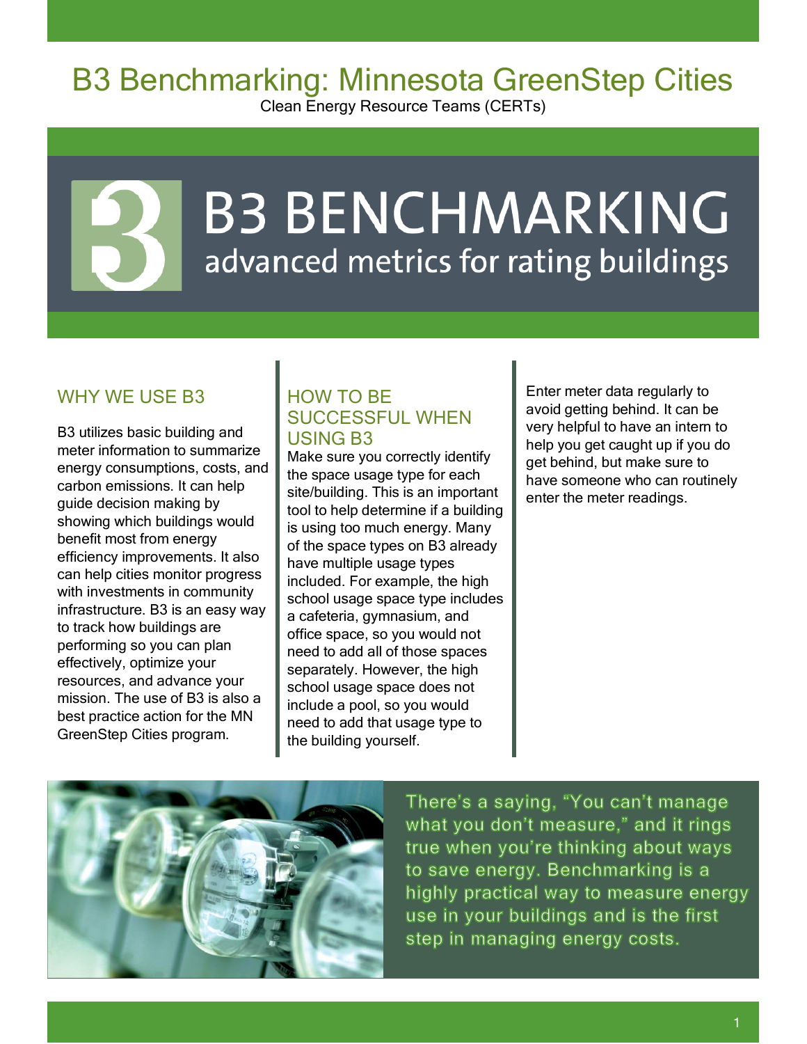# B3 Benchmarking: Minnesota GreenStep Cities

Clean Energy Resource Teams (CERTs)

B3 BENCHMARKING
advanced metrics for rating buildings

## WHY WE USE B3

B3 utilizes basic building and meter information to summarize energy consumptions, costs, and carbon emissions. It can help guide decision making by showing which buildings would benefit most from energy efficiency improvements. It also can help cities monitor progress with investments in community infrastructure. B3 is an easy way to track how buildings are performing so you can plan effectively, optimize your resources, and advance your mission. The use of B3 is also a best practice action for the MN GreenStep Cities program.

## HOW TO BE SUCCESSFUL WHEN USING B3

Make sure you correctly identify the space usage type for each site/building. This is an important tool to help determine if a building is using too much energy. Many of the space types on B3 already have multiple usage types included. For example, the high school usage space type includes a cafeteria, gymnasium, and office space, so you would not need to add all of those spaces separately. However, the high school usage space does not include a pool, so you would need to add that usage type to the building yourself.

Enter meter data regularly to avoid getting behind. It can be very helpful to have an intern to help you get caught up if you do get behind, but make sure to have someone who can routinely enter the meter readings.

There's a saying, "You can't manage what you don't measure," and it rings true when you're thinking about ways to save energy. Benchmarking is a highly practical way to measure energy use in your buildings and is the first step in managing energy costs.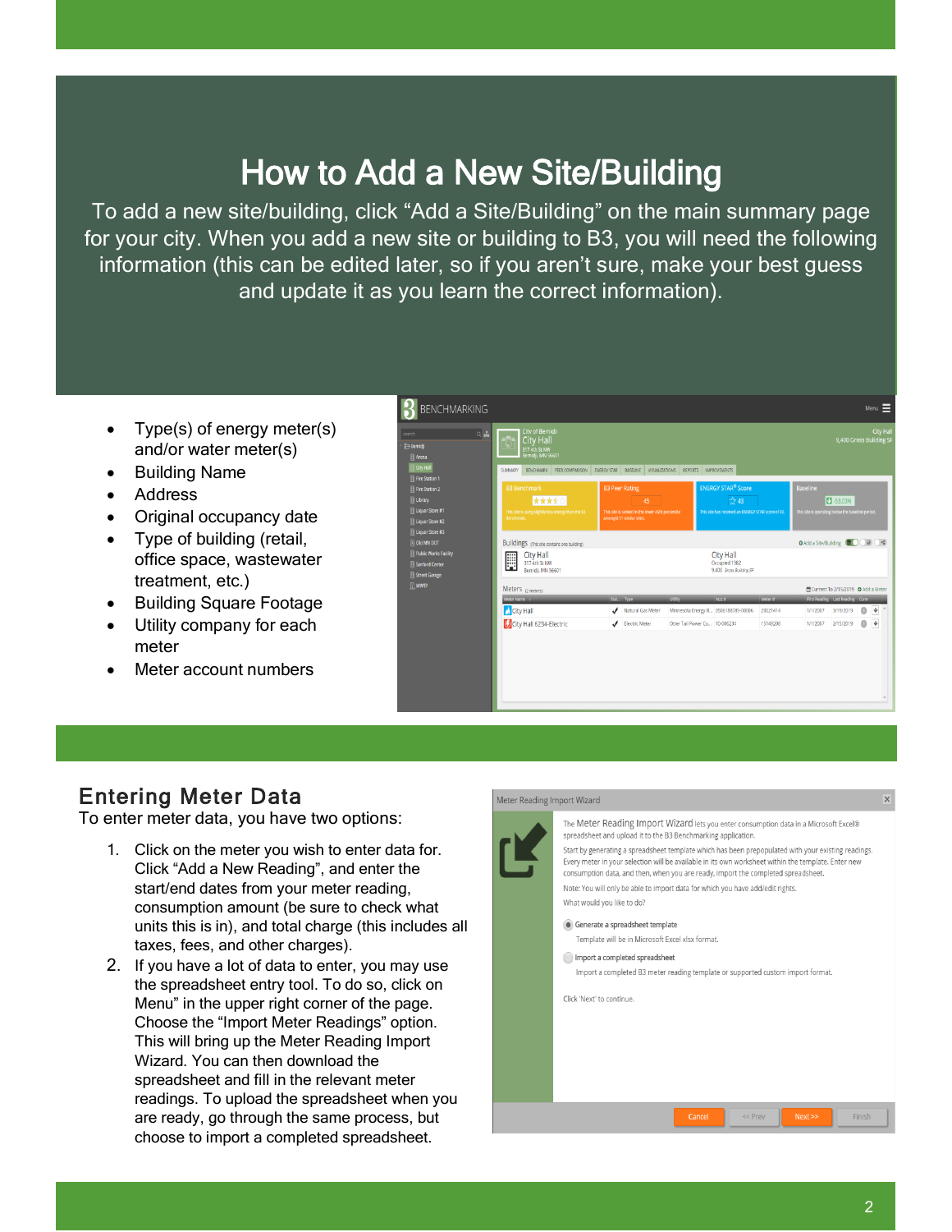# How to Add a New Site/Building

To add a new site/building, click "Add a Site/Building" on the main summary page for your city. When you add a new site or building to B3, you will need the following information (this can be edited later, so if you aren't sure, make your best guess and update it as you learn the correct information).

- Type(s) of energy meter(s) and/or water meter(s)
- Building Name
- Address
- Original occupancy date
- Type of building (retail, office space, wastewater treatment, etc.)
- Building Square Footage
- Utility company for each meter
- Meter account numbers

## Entering Meter Data

To enter meter data, you have two options:

1. Click on the meter you wish to enter data for. Click "Add a New Reading", and enter the start/end dates from your meter reading, consumption amount (be sure to check what units this is in), and total charge (this includes all taxes, fees, and other charges).
2. If you have a lot of data to enter, you may use the spreadsheet entry tool. To do so, click on Menu" in the upper right corner of the page. Choose the "Import Meter Readings" option. This will bring up the Meter Reading Import Wizard. You can then download the spreadsheet and fill in the relevant meter readings. To upload the spreadsheet when you are ready, go through the same process, but choose to import a completed spreadsheet.